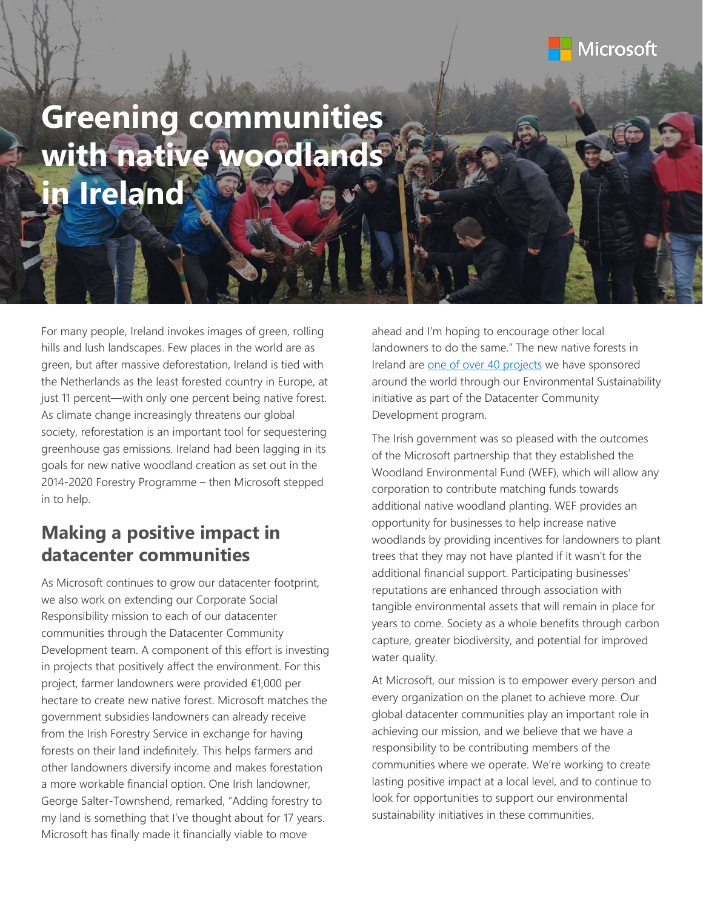Microsoft

# Greening communities with native woodlands in Ireland

For many people, Ireland invokes images of green, rolling hills and lush landscapes. Few places in the world are as green, but after massive deforestation, Ireland is tied with the Netherlands as the least forested country in Europe, at just 11 percent—with only one percent being native forest. As climate change increasingly threatens our global society, reforestation is an important tool for sequestering greenhouse gas emissions. Ireland had been lagging in its goals for new native woodland creation as set out in the 2014-2020 Forestry Programme – then Microsoft stepped in to help.

## Making a positive impact in datacenter communities

As Microsoft continues to grow our datacenter footprint, we also work on extending our Corporate Social Responsibility mission to each of our datacenter communities through the Datacenter Community Development team. A component of this effort is investing in projects that positively affect the environment. For this project, farmer landowners were provided €1,000 per hectare to create new native forest. Microsoft matches the government subsidies landowners can already receive from the Irish Forestry Service in exchange for having forests on their land indefinitely. This helps farmers and other landowners diversify income and makes forestation a more workable financial option. One Irish landowner, George Salter-Townshend, remarked, "Adding forestry to my land is something that I've thought about for 17 years. Microsoft has finally made it financially viable to move ahead and I'm hoping to encourage other local landowners to do the same." The new native forests in Ireland are [one of over 40 projects] we have sponsored around the world through our Environmental Sustainability initiative as part of the Datacenter Community Development program.

The Irish government was so pleased with the outcomes of the Microsoft partnership that they established the Woodland Environmental Fund (WEF), which will allow any corporation to contribute matching funds towards additional native woodland planting. WEF provides an opportunity for businesses to help increase native woodlands by providing incentives for landowners to plant trees that they may not have planted if it wasn't for the additional financial support. Participating businesses' reputations are enhanced through association with tangible environmental assets that will remain in place for years to come. Society as a whole benefits through carbon capture, greater biodiversity, and potential for improved water quality.

At Microsoft, our mission is to empower every person and every organization on the planet to achieve more. Our global datacenter communities play an important role in achieving our mission, and we believe that we have a responsibility to be contributing members of the communities where we operate. We're working to create lasting positive impact at a local level, and to continue to look for opportunities to support our environmental sustainability initiatives in these communities.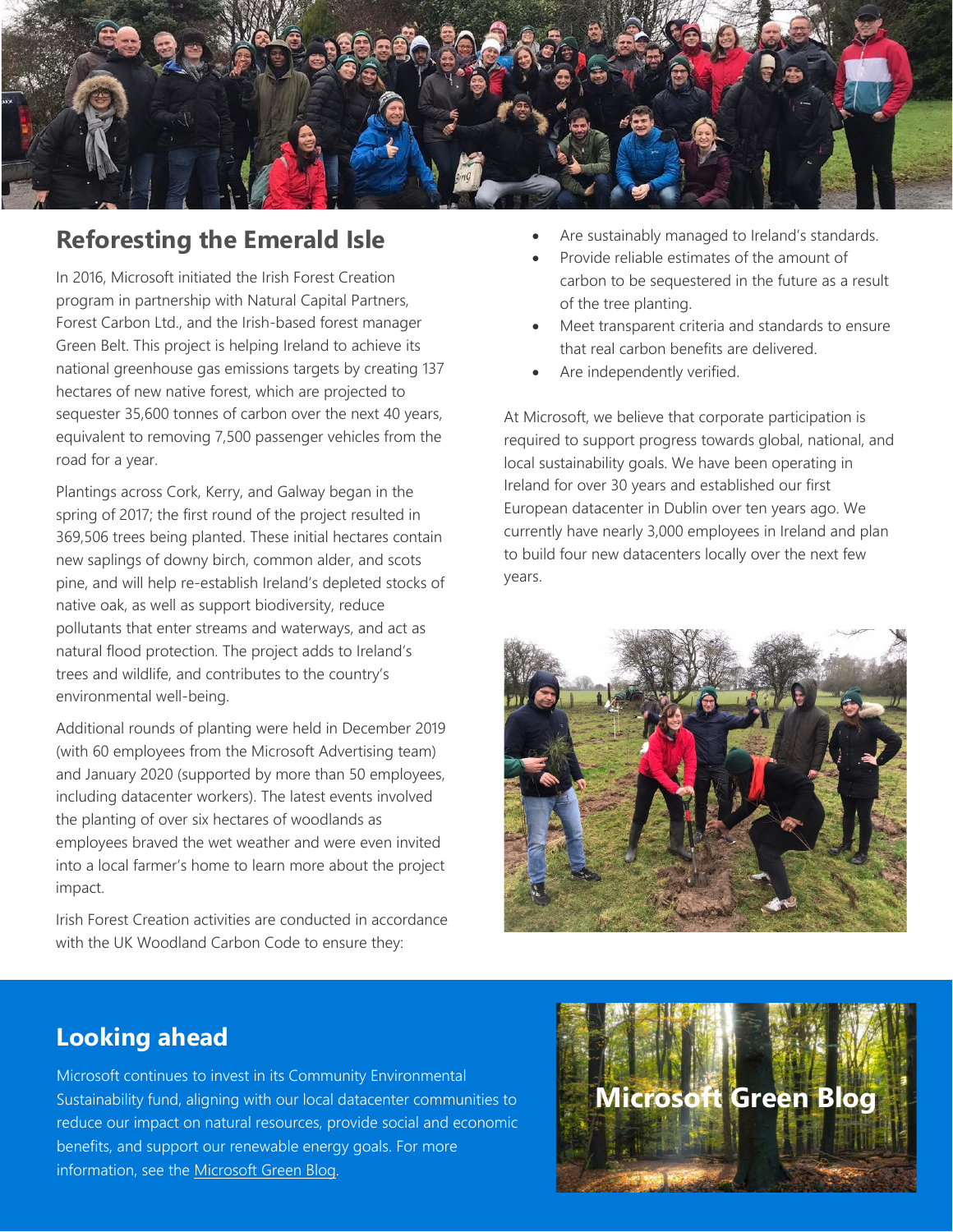## Reforesting the Emerald Isle

In 2016, Microsoft initiated the Irish Forest Creation program in partnership with Natural Capital Partners, Forest Carbon Ltd., and the Irish-based forest manager Green Belt. This project is helping Ireland to achieve its national greenhouse gas emissions targets by creating 137 hectares of new native forest, which are projected to sequester 35,600 tonnes of carbon over the next 40 years, equivalent to removing 7,500 passenger vehicles from the road for a year.

Plantings across Cork, Kerry, and Galway began in the spring of 2017; the first round of the project resulted in 369,506 trees being planted. These initial hectares contain new saplings of downy birch, common alder, and scots pine, and will help re-establish Ireland's depleted stocks of native oak, as well as support biodiversity, reduce pollutants that enter streams and waterways, and act as natural flood protection. The project adds to Ireland's trees and wildlife, and contributes to the country's environmental well-being.

Additional rounds of planting were held in December 2019 (with 60 employees from the Microsoft Advertising team) and January 2020 (supported by more than 50 employees, including datacenter workers). The latest events involved the planting of over six hectares of woodlands as employees braved the wet weather and were even invited into a local farmer's home to learn more about the project impact.

Irish Forest Creation activities are conducted in accordance with the UK Woodland Carbon Code to ensure they:

- Are sustainably managed to Ireland's standards.
- Provide reliable estimates of the amount of carbon to be sequestered in the future as a result of the tree planting.
- Meet transparent criteria and standards to ensure that real carbon benefits are delivered.
- Are independently verified.

At Microsoft, we believe that corporate participation is required to support progress towards global, national, and local sustainability goals. We have been operating in Ireland for over 30 years and established our first European datacenter in Dublin over ten years ago. We currently have nearly 3,000 employees in Ireland and plan to build four new datacenters locally over the next few years.

## Looking ahead

Microsoft continues to invest in its Community Environmental Sustainability fund, aligning with our local datacenter communities to reduce our impact on natural resources, provide social and economic benefits, and support our renewable energy goals. For more information, see the Microsoft Green Blog.

Microsoft Green Blog